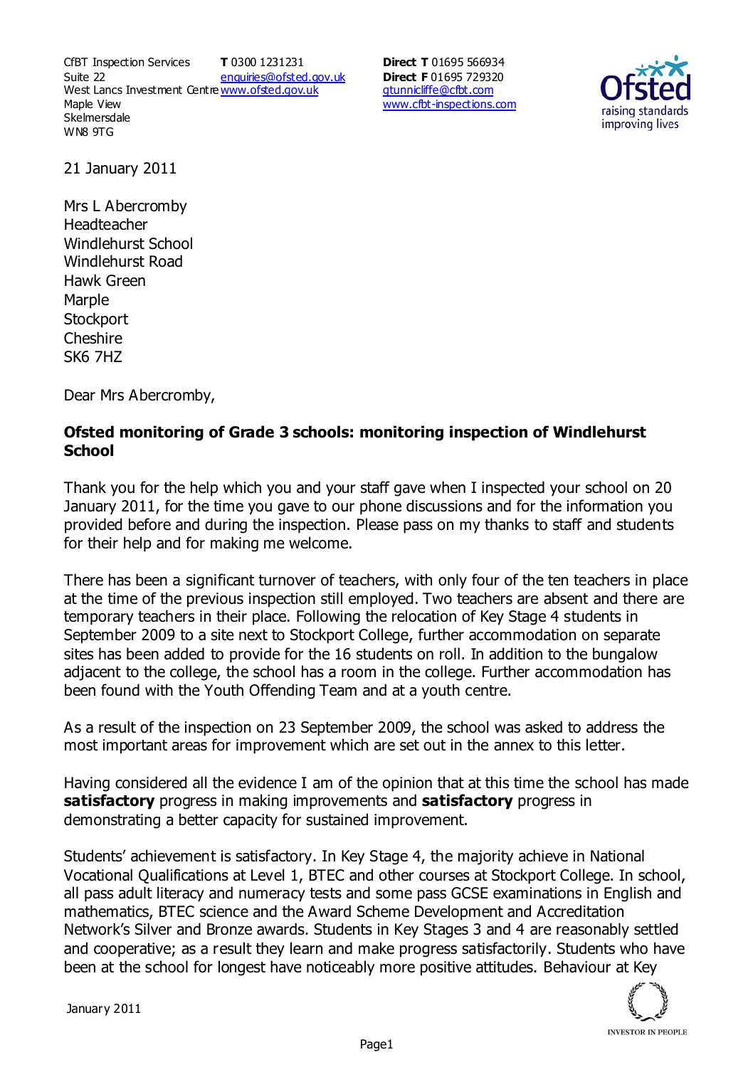CfBT Inspection Services
Suite 22
West Lancs Investment Centre
Maple View
Skelmersdale
WN8 9TG

**T** 0300 1231231
enquiries@ofsted.gov.uk
www.ofsted.gov.uk

**Direct T** 01695 566934
**Direct F** 01695 729320
gtunnicliffe@cfbt.com
www.cfbt-inspections.com

21 January 2011

Mrs L Abercromby
Headteacher
Windlehurst School
Windlehurst Road
Hawk Green
Marple
Stockport
Cheshire
SK6 7HZ

Dear Mrs Abercromby,

**Ofsted monitoring of Grade 3 schools: monitoring inspection of Windlehurst School**

Thank you for the help which you and your staff gave when I inspected your school on 20 January 2011, for the time you gave to our phone discussions and for the information you provided before and during the inspection. Please pass on my thanks to staff and students for their help and for making me welcome.

There has been a significant turnover of teachers, with only four of the ten teachers in place at the time of the previous inspection still employed. Two teachers are absent and there are temporary teachers in their place. Following the relocation of Key Stage 4 students in September 2009 to a site next to Stockport College, further accommodation on separate sites has been added to provide for the 16 students on roll. In addition to the bungalow adjacent to the college, the school has a room in the college. Further accommodation has been found with the Youth Offending Team and at a youth centre.

As a result of the inspection on 23 September 2009, the school was asked to address the most important areas for improvement which are set out in the annex to this letter.

Having considered all the evidence I am of the opinion that at this time the school has made **satisfactory** progress in making improvements and **satisfactory** progress in demonstrating a better capacity for sustained improvement.

Students' achievement is satisfactory. In Key Stage 4, the majority achieve in National Vocational Qualifications at Level 1, BTEC and other courses at Stockport College. In school, all pass adult literacy and numeracy tests and some pass GCSE examinations in English and mathematics, BTEC science and the Award Scheme Development and Accreditation Network's Silver and Bronze awards. Students in Key Stages 3 and 4 are reasonably settled and cooperative; as a result they learn and make progress satisfactorily. Students who have been at the school for longest have noticeably more positive attitudes. Behaviour at Key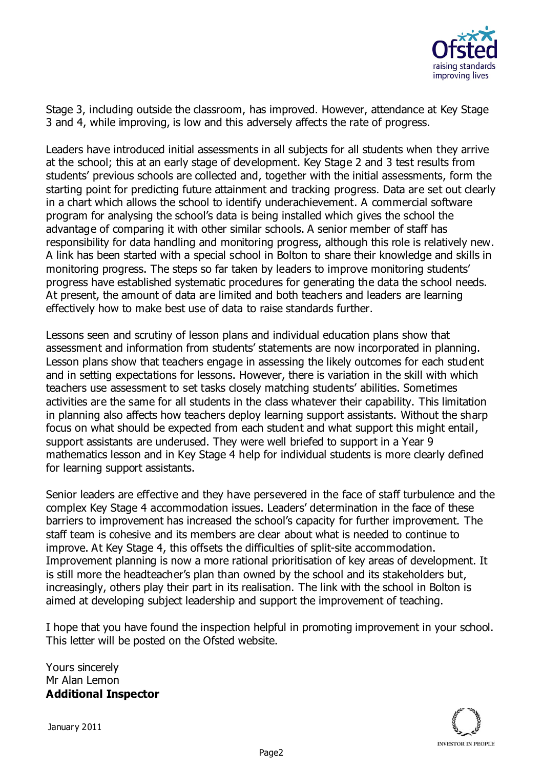Stage 3, including outside the classroom, has improved. However, attendance at Key Stage 3 and 4, while improving, is low and this adversely affects the rate of progress.

Leaders have introduced initial assessments in all subjects for all students when they arrive at the school; this at an early stage of development. Key Stage 2 and 3 test results from students' previous schools are collected and, together with the initial assessments, form the starting point for predicting future attainment and tracking progress. Data are set out clearly in a chart which allows the school to identify underachievement. A commercial software program for analysing the school's data is being installed which gives the school the advantage of comparing it with other similar schools. A senior member of staff has responsibility for data handling and monitoring progress, although this role is relatively new. A link has been started with a special school in Bolton to share their knowledge and skills in monitoring progress. The steps so far taken by leaders to improve monitoring students' progress have established systematic procedures for generating the data the school needs. At present, the amount of data are limited and both teachers and leaders are learning effectively how to make best use of data to raise standards further.

Lessons seen and scrutiny of lesson plans and individual education plans show that assessment and information from students' statements are now incorporated in planning. Lesson plans show that teachers engage in assessing the likely outcomes for each student and in setting expectations for lessons. However, there is variation in the skill with which teachers use assessment to set tasks closely matching students' abilities. Sometimes activities are the same for all students in the class whatever their capability. This limitation in planning also affects how teachers deploy learning support assistants. Without the sharp focus on what should be expected from each student and what support this might entail, support assistants are underused. They were well briefed to support in a Year 9 mathematics lesson and in Key Stage 4 help for individual students is more clearly defined for learning support assistants.

Senior leaders are effective and they have persevered in the face of staff turbulence and the complex Key Stage 4 accommodation issues. Leaders' determination in the face of these barriers to improvement has increased the school's capacity for further improvement. The staff team is cohesive and its members are clear about what is needed to continue to improve. At Key Stage 4, this offsets the difficulties of split-site accommodation. Improvement planning is now a more rational prioritisation of key areas of development. It is still more the headteacher's plan than owned by the school and its stakeholders but, increasingly, others play their part in its realisation. The link with the school in Bolton is aimed at developing subject leadership and support the improvement of teaching.

I hope that you have found the inspection helpful in promoting improvement in your school. This letter will be posted on the Ofsted website.

Yours sincerely  
Mr Alan Lemon  
**Additional Inspector**

January 2011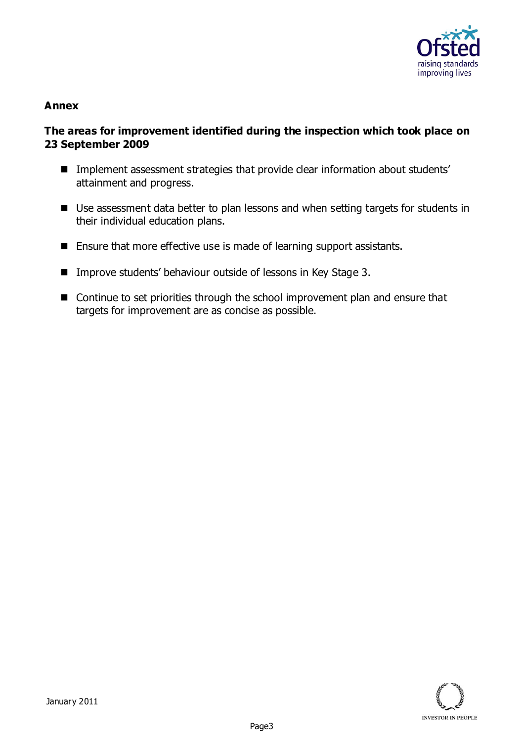## Annex

### The areas for improvement identified during the inspection which took place on 23 September 2009

- Implement assessment strategies that provide clear information about students' attainment and progress.
- Use assessment data better to plan lessons and when setting targets for students in their individual education plans.
- Ensure that more effective use is made of learning support assistants.
- Improve students' behaviour outside of lessons in Key Stage 3.
- Continue to set priorities through the school improvement plan and ensure that targets for improvement are as concise as possible.